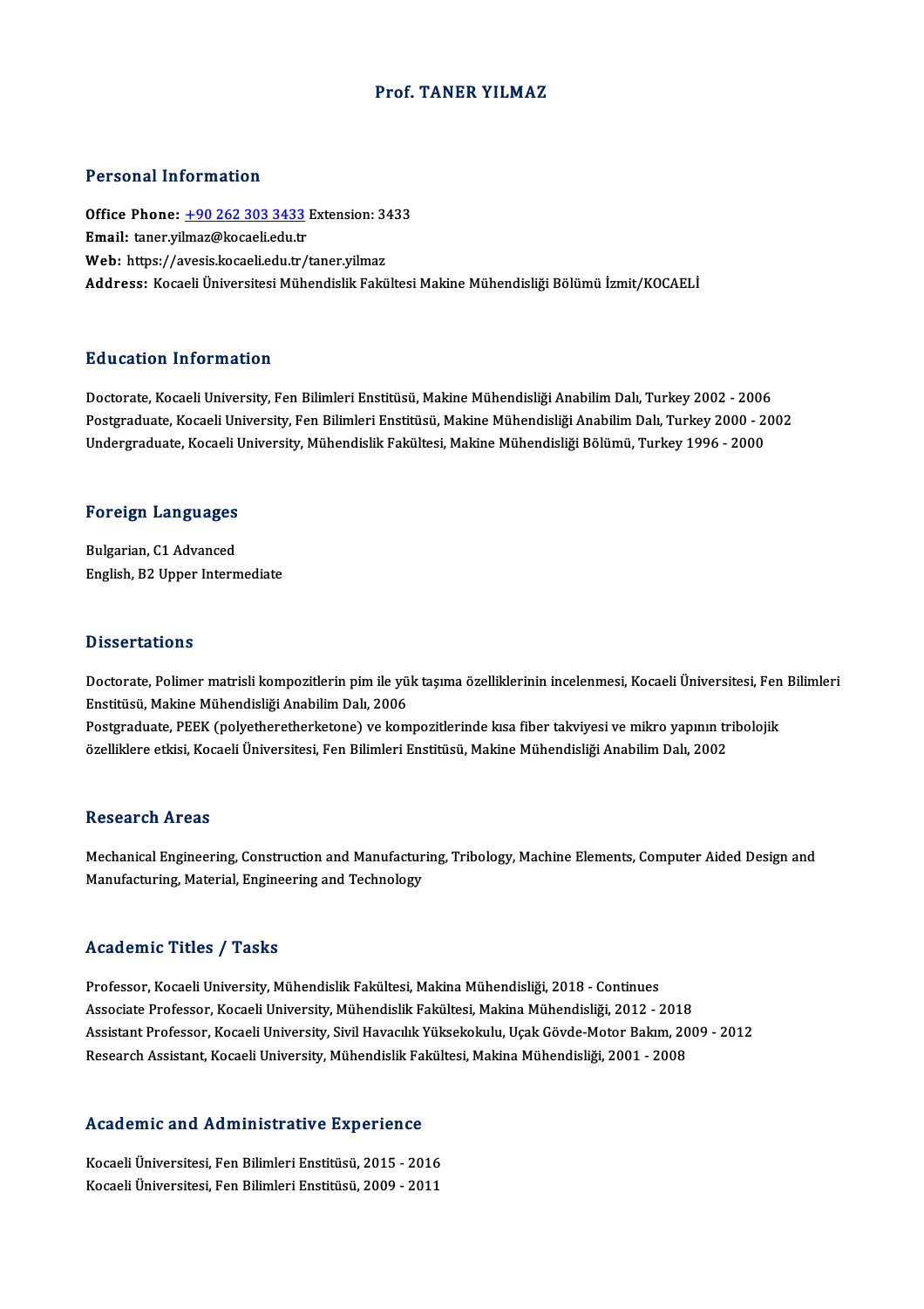# Prof. TANER YILMAZ

## Personal Information

**Office Phone:** +90 262 303 3433 Extension: 3433
**Email:** taner.yilmaz@kocaeli.edu.tr
**Web:** https://avesis.kocaeli.edu.tr/taner.yilmaz
**Address:** Kocaeli Üniversitesi Mühendislik Fakültesi Makine Mühendisliği Bölümü İzmit/KOCAELİ

## Education Information

Doctorate, Kocaeli University, Fen Bilimleri Enstitüsü, Makine Mühendisliği Anabilim Dalı, Turkey 2002 - 2006
Postgraduate, Kocaeli University, Fen Bilimleri Enstitüsü, Makine Mühendisliği Anabilim Dalı, Turkey 2000 - 2002
Undergraduate, Kocaeli University, Mühendislik Fakültesi, Makine Mühendisliği Bölümü, Turkey 1996 - 2000

## Foreign Languages

Bulgarian, C1 Advanced
English, B2 Upper Intermediate

## Dissertations

Doctorate, Polimer matrisli kompozitlerin pim ile yük taşıma özelliklerinin incelenmesi, Kocaeli Üniversitesi, Fen Bilimleri Enstitüsü, Makine Mühendisliği Anabilim Dalı, 2006
Postgraduate, PEEK (polyetheretherketone) ve kompozitlerinde kısa fiber takviyesi ve mikro yapının tribolojik özelliklere etkisi, Kocaeli Üniversitesi, Fen Bilimleri Enstitüsü, Makine Mühendisliği Anabilim Dalı, 2002

## Research Areas

Mechanical Engineering, Construction and Manufacturing, Tribology, Machine Elements, Computer Aided Design and Manufacturing, Material, Engineering and Technology

## Academic Titles / Tasks

Professor, Kocaeli University, Mühendislik Fakültesi, Makina Mühendisliği, 2018 - Continues
Associate Professor, Kocaeli University, Mühendislik Fakültesi, Makina Mühendisliği, 2012 - 2018
Assistant Professor, Kocaeli University, Sivil Havacılık Yüksekokulu, Uçak Gövde-Motor Bakım, 2009 - 2012
Research Assistant, Kocaeli University, Mühendislik Fakültesi, Makina Mühendisliği, 2001 - 2008

## Academic and Administrative Experience

Kocaeli Üniversitesi, Fen Bilimleri Enstitüsü, 2015 - 2016
Kocaeli Üniversitesi, Fen Bilimleri Enstitüsü, 2009 - 2011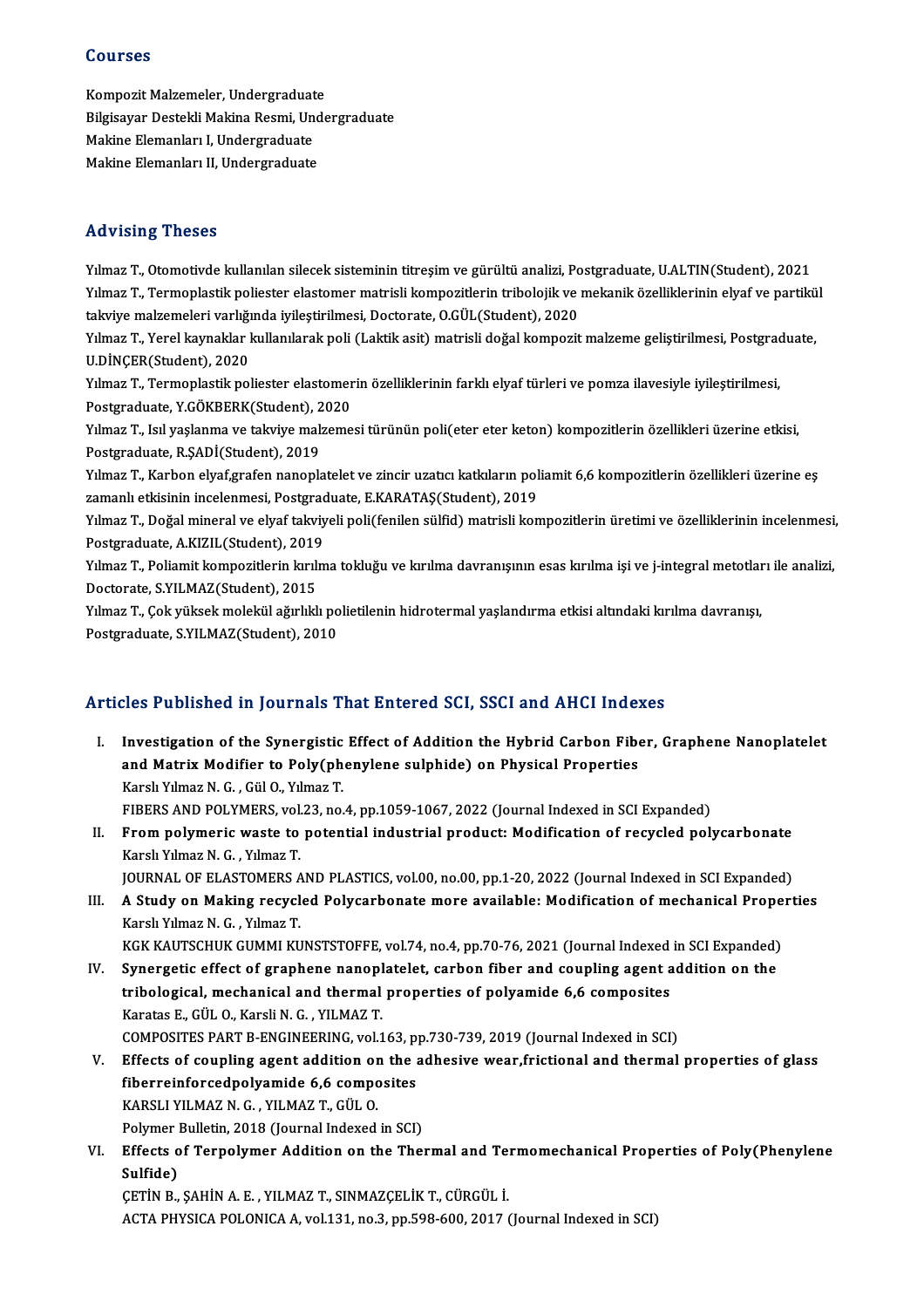## Courses

Kompozit Malzemeler, Undergraduate
Bilgisayar Destekli Makina Resmi, Undergraduate
Makine Elemanları I, Undergraduate
Makine Elemanları II, Undergraduate

## Advising Theses

Yılmaz T., Otomotivde kullanılan silecek sisteminin titreşim ve gürültü analizi, Postgraduate, U.ALTIN(Student), 2021
Yılmaz T., Termoplastik poliester elastomer matrisli kompozitlerin tribolojik ve mekanik özelliklerinin elyaf ve partikül takviye malzemeleri varlığında iyileştirilmesi, Doctorate, O.GÜL(Student), 2020
Yılmaz T., Yerel kaynaklar kullanılarak poli (Laktik asit) matrisli doğal kompozit malzeme geliştirilmesi, Postgraduate, U.DİNÇER(Student), 2020
Yılmaz T., Termoplastik poliester elastomerin özelliklerinin farklı elyaf türleri ve pomza ilavesiyle iyileştirilmesi, Postgraduate, Y.GÖKBERK(Student), 2020
Yılmaz T., Isıl yaşlanma ve takviye malzemesi türünün poli(eter eter keton) kompozitlerin özellikleri üzerine etkisi, Postgraduate, R.ŞADİ(Student), 2019
Yılmaz T., Karbon elyaf,grafen nanoplatelet ve zincir uzatıcı katkıların poliamit 6,6 kompozitlerin özellikleri üzerine eş zamanlı etkisinin incelenmesi, Postgraduate, E.KARATAŞ(Student), 2019
Yılmaz T., Doğal mineral ve elyaf takviyeli poli(fenilen sülfid) matrisli kompozitlerin üretimi ve özelliklerinin incelenmesi, Postgraduate, A.KIZIL(Student), 2019
Yılmaz T., Poliamit kompozitlerin kırılma tokluğu ve kırılma davranışının esas kırılma işi ve j-integral metotları ile analizi, Doctorate, S.YILMAZ(Student), 2015
Yılmaz T., Çok yüksek molekül ağırlıklı polietilenin hidrotermal yaşlandırma etkisi altındaki kırılma davranışı, Postgraduate, S.YILMAZ(Student), 2010

## Articles Published in Journals That Entered SCI, SSCI and AHCI Indexes

I. **Investigation of the Synergistic Effect of Addition the Hybrid Carbon Fiber, Graphene Nanoplatelet and Matrix Modifier to Poly(phenylene sulphide) on Physical Properties**
Karslı Yılmaz N. G. , Gül O., Yılmaz T.
FIBERS AND POLYMERS, vol.23, no.4, pp.1059-1067, 2022 (Journal Indexed in SCI Expanded)

II. **From polymeric waste to potential industrial product: Modification of recycled polycarbonate**
Karslı Yılmaz N. G. , Yılmaz T.
JOURNAL OF ELASTOMERS AND PLASTICS, vol.00, no.00, pp.1-20, 2022 (Journal Indexed in SCI Expanded)

III. **A Study on Making recycled Polycarbonate more available: Modification of mechanical Properties**
Karslı Yılmaz N. G. , Yılmaz T.
KGK KAUTSCHUK GUMMI KUNSTSTOFFE, vol.74, no.4, pp.70-76, 2021 (Journal Indexed in SCI Expanded)

IV. **Synergetic effect of graphene nanoplatelet, carbon fiber and coupling agent addition on the tribological, mechanical and thermal properties of polyamide 6,6 composites**
Karatas E., GÜL O., Karsli N. G. , YILMAZ T.
COMPOSITES PART B-ENGINEERING, vol.163, pp.730-739, 2019 (Journal Indexed in SCI)

V. **Effects of coupling agent addition on the adhesive wear,frictional and thermal properties of glass fiberreinforcedpolyamide 6,6 composites**
KARSLI YILMAZ N. G. , YILMAZ T., GÜL O.
Polymer Bulletin, 2018 (Journal Indexed in SCI)

VI. **Effects of Terpolymer Addition on the Thermal and Termomechanical Properties of Poly(Phenylene Sulfide)**
ÇETİN B., ŞAHİN A. E. , YILMAZ T., SINMAZÇELİK T., CÜRGÜL İ.
ACTA PHYSICA POLONICA A, vol.131, no.3, pp.598-600, 2017 (Journal Indexed in SCI)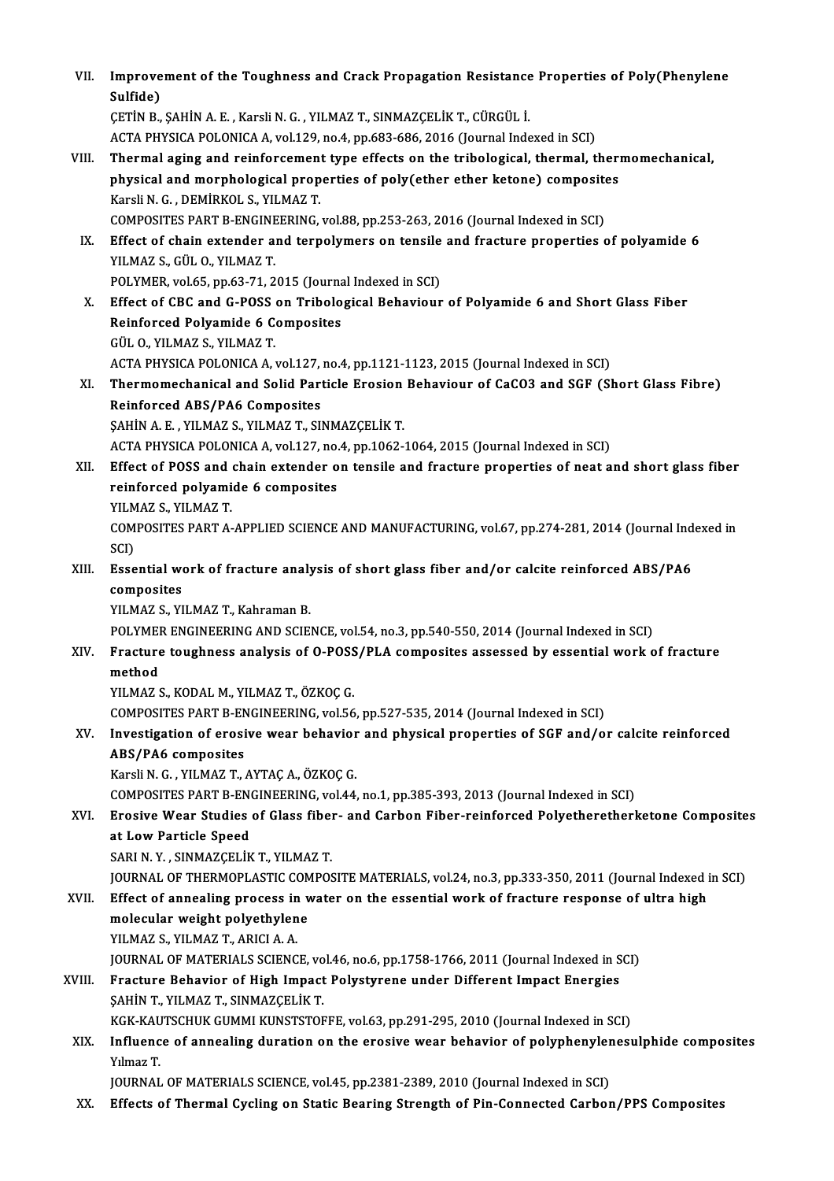VII. **Improvement of the Toughness and Crack Propagation Resistance Properties of Poly(Phenylene Sulfide)**
ÇETİN B., ŞAHİN A. E. , Karsli N. G. , YILMAZ T., SINMAZÇELİK T., CÜRGÜL İ.
ACTA PHYSICA POLONICA A, vol.129, no.4, pp.683-686, 2016 (Journal Indexed in SCI)

VIII. **Thermal aging and reinforcement type effects on the tribological, thermal, thermomechanical, physical and morphological properties of poly(ether ether ketone) composites**
Karsli N. G. , DEMİRKOL S., YILMAZ T.
COMPOSITES PART B-ENGINEERING, vol.88, pp.253-263, 2016 (Journal Indexed in SCI)

IX. **Effect of chain extender and terpolymers on tensile and fracture properties of polyamide 6**
YILMAZ S., GÜL O., YILMAZ T.
POLYMER, vol.65, pp.63-71, 2015 (Journal Indexed in SCI)

X. **Effect of CBC and G-POSS on Tribological Behaviour of Polyamide 6 and Short Glass Fiber Reinforced Polyamide 6 Composites**
GÜL O., YILMAZ S., YILMAZ T.
ACTA PHYSICA POLONICA A, vol.127, no.4, pp.1121-1123, 2015 (Journal Indexed in SCI)

XI. **Thermomechanical and Solid Particle Erosion Behaviour of CaCO3 and SGF (Short Glass Fibre) Reinforced ABS/PA6 Composites**
ŞAHİN A. E. , YILMAZ S., YILMAZ T., SINMAZÇELİK T.
ACTA PHYSICA POLONICA A, vol.127, no.4, pp.1062-1064, 2015 (Journal Indexed in SCI)

XII. **Effect of POSS and chain extender on tensile and fracture properties of neat and short glass fiber reinforced polyamide 6 composites**
YILMAZ S., YILMAZ T.
COMPOSITES PART A-APPLIED SCIENCE AND MANUFACTURING, vol.67, pp.274-281, 2014 (Journal Indexed in SCI)

XIII. **Essential work of fracture analysis of short glass fiber and/or calcite reinforced ABS/PA6 composites**
YILMAZ S., YILMAZ T., Kahraman B.
POLYMER ENGINEERING AND SCIENCE, vol.54, no.3, pp.540-550, 2014 (Journal Indexed in SCI)

XIV. **Fracture toughness analysis of O-POSS/PLA composites assessed by essential work of fracture method**
YILMAZ S., KODAL M., YILMAZ T., ÖZKOÇ G.
COMPOSITES PART B-ENGINEERING, vol.56, pp.527-535, 2014 (Journal Indexed in SCI)

XV. **Investigation of erosive wear behavior and physical properties of SGF and/or calcite reinforced ABS/PA6 composites**
Karsli N. G. , YILMAZ T., AYTAÇ A., ÖZKOÇ G.
COMPOSITES PART B-ENGINEERING, vol.44, no.1, pp.385-393, 2013 (Journal Indexed in SCI)

XVI. **Erosive Wear Studies of Glass fiber- and Carbon Fiber-reinforced Polyetheretherketone Composites at Low Particle Speed**
SARI N. Y. , SINMAZÇELİK T., YILMAZ T.
JOURNAL OF THERMOPLASTIC COMPOSITE MATERIALS, vol.24, no.3, pp.333-350, 2011 (Journal Indexed in SCI)

XVII. **Effect of annealing process in water on the essential work of fracture response of ultra high molecular weight polyethylene**
YILMAZ S., YILMAZ T., ARICI A. A.
JOURNAL OF MATERIALS SCIENCE, vol.46, no.6, pp.1758-1766, 2011 (Journal Indexed in SCI)

XVIII. **Fracture Behavior of High Impact Polystyrene under Different Impact Energies**
ŞAHİN T., YILMAZ T., SINMAZÇELİK T.
KGK-KAUTSCHUK GUMMI KUNSTSTOFFE, vol.63, pp.291-295, 2010 (Journal Indexed in SCI)

XIX. **Influence of annealing duration on the erosive wear behavior of polyphenylenesulphide composites**
Yılmaz T.
JOURNAL OF MATERIALS SCIENCE, vol.45, pp.2381-2389, 2010 (Journal Indexed in SCI)

XX. **Effects of Thermal Cycling on Static Bearing Strength of Pin-Connected Carbon/PPS Composites**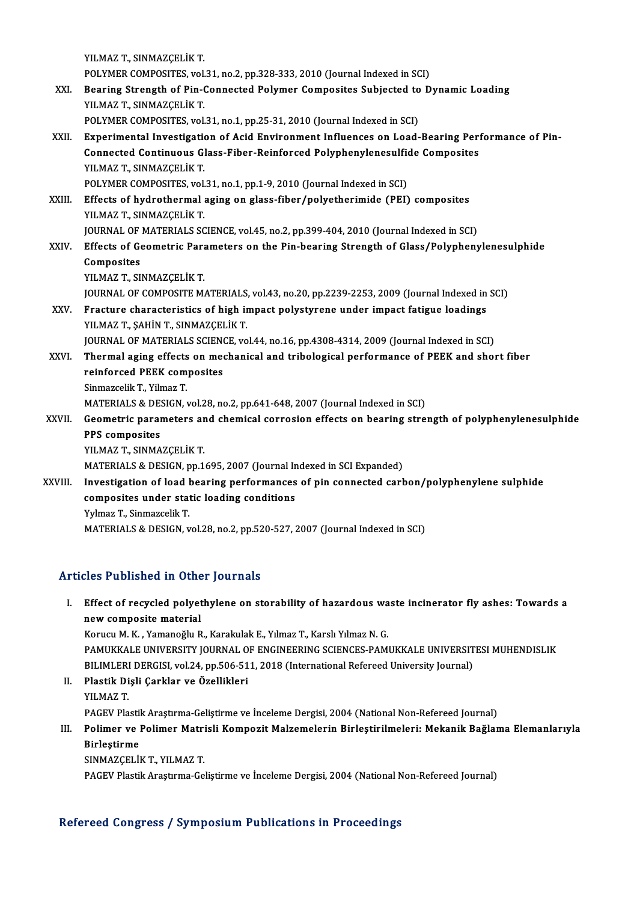YILMAZ T., SINMAZÇELİK T.
POLYMER COMPOSITES, vol.31, no.2, pp.328-333, 2010 (Journal Indexed in SCI)

XXI. **Bearing Strength of Pin-Connected Polymer Composites Subjected to Dynamic Loading**
YILMAZ T., SINMAZÇELİK T.
POLYMER COMPOSITES, vol.31, no.1, pp.25-31, 2010 (Journal Indexed in SCI)

XXII. **Experimental Investigation of Acid Environment Influences on Load-Bearing Performance of Pin-Connected Continuous Glass-Fiber-Reinforced Polyphenylenesulfide Composites**
YILMAZ T., SINMAZÇELİK T.
POLYMER COMPOSITES, vol.31, no.1, pp.1-9, 2010 (Journal Indexed in SCI)

XXIII. **Effects of hydrothermal aging on glass-fiber/polyetherimide (PEI) composites**
YILMAZ T., SINMAZÇELİK T.
JOURNAL OF MATERIALS SCIENCE, vol.45, no.2, pp.399-404, 2010 (Journal Indexed in SCI)

XXIV. **Effects of Geometric Parameters on the Pin-bearing Strength of Glass/Polyphenylenesulphide Composites**
YILMAZ T., SINMAZÇELİK T.
JOURNAL OF COMPOSITE MATERIALS, vol.43, no.20, pp.2239-2253, 2009 (Journal Indexed in SCI)

XXV. **Fracture characteristics of high impact polystyrene under impact fatigue loadings**
YILMAZ T., ŞAHİN T., SINMAZÇELİK T.
JOURNAL OF MATERIALS SCIENCE, vol.44, no.16, pp.4308-4314, 2009 (Journal Indexed in SCI)

XXVI. **Thermal aging effects on mechanical and tribological performance of PEEK and short fiber reinforced PEEK composites**
Sinmazcelik T., Yilmaz T.
MATERIALS & DESIGN, vol.28, no.2, pp.641-648, 2007 (Journal Indexed in SCI)

XXVII. **Geometric parameters and chemical corrosion effects on bearing strength of polyphenylenesulphide PPS composites**
YILMAZ T., SINMAZÇELİK T.
MATERIALS & DESIGN, pp.1695, 2007 (Journal Indexed in SCI Expanded)

XXVIII. **Investigation of load bearing performances of pin connected carbon/polyphenylene sulphide composites under static loading conditions**
Yylmaz T., Sinmazcelik T.
MATERIALS & DESIGN, vol.28, no.2, pp.520-527, 2007 (Journal Indexed in SCI)

## Articles Published in Other Journals

I. **Effect of recycled polyethylene on storability of hazardous waste incinerator fly ashes: Towards a new composite material**
Korucu M. K. , Yamanoğlu R., Karakulak E., Yılmaz T., Karslı Yılmaz N. G.
PAMUKKALE UNIVERSITY JOURNAL OF ENGINEERING SCIENCES-PAMUKKALE UNIVERSITESI MUHENDISLIK BILIMLERI DERGISI, vol.24, pp.506-511, 2018 (International Refereed University Journal)

II. **Plastik Dişli Çarklar ve Özellikleri**
YILMAZ T.
PAGEV Plastik Araştırma-Geliştirme ve İnceleme Dergisi, 2004 (National Non-Refereed Journal)

III. **Polimer ve Polimer Matrisli Kompozit Malzemelerin Birleştirilmeleri: Mekanik Bağlama Elemanlarıyla Birleştirme**
SINMAZÇELİK T., YILMAZ T.
PAGEV Plastik Araştırma-Geliştirme ve İnceleme Dergisi, 2004 (National Non-Refereed Journal)

## Refereed Congress / Symposium Publications in Proceedings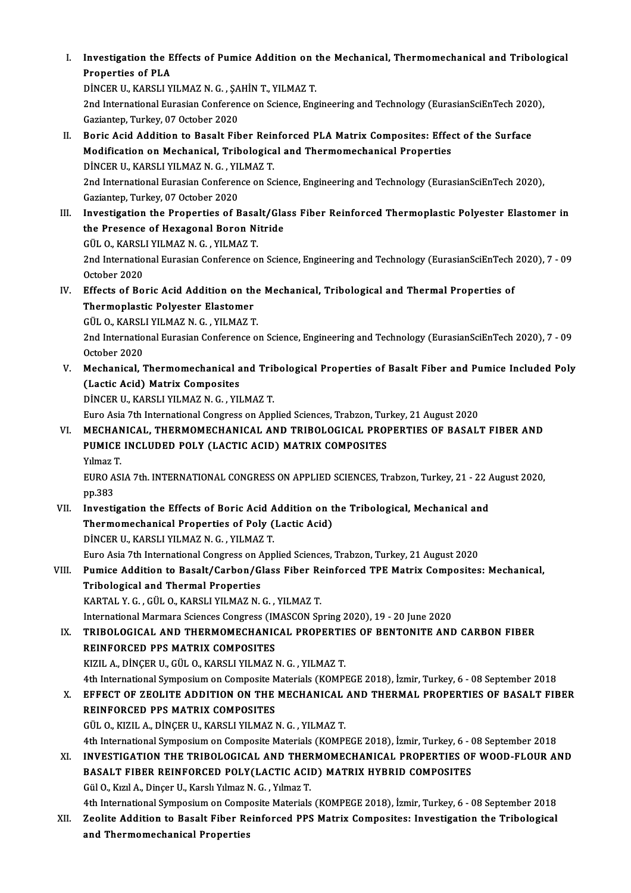I. **Investigation the Effects of Pumice Addition on the Mechanical, Thermomechanical and Tribological Properties of PLA**
DİNCER U., KARSLI YILMAZ N. G. , ŞAHİN T., YILMAZ T.
2nd International Eurasian Conference on Science, Engineering and Technology (EurasianSciEnTech 2020), Gaziantep, Turkey, 07 October 2020

II. **Boric Acid Addition to Basalt Fiber Reinforced PLA Matrix Composites: Effect of the Surface Modification on Mechanical, Tribological and Thermomechanical Properties**
DİNCER U., KARSLI YILMAZ N. G. , YILMAZ T.
2nd International Eurasian Conference on Science, Engineering and Technology (EurasianSciEnTech 2020), Gaziantep, Turkey, 07 October 2020

III. **Investigation the Properties of Basalt/Glass Fiber Reinforced Thermoplastic Polyester Elastomer in the Presence of Hexagonal Boron Nitride**
GÜL O., KARSLI YILMAZ N. G. , YILMAZ T.
2nd International Eurasian Conference on Science, Engineering and Technology (EurasianSciEnTech 2020), 7 - 09 October 2020

IV. **Effects of Boric Acid Addition on the Mechanical, Tribological and Thermal Properties of Thermoplastic Polyester Elastomer**
GÜL O., KARSLI YILMAZ N. G. , YILMAZ T.
2nd International Eurasian Conference on Science, Engineering and Technology (EurasianSciEnTech 2020), 7 - 09 October 2020

V. **Mechanical, Thermomechanical and Tribological Properties of Basalt Fiber and Pumice Included Poly (Lactic Acid) Matrix Composites**
DİNCER U., KARSLI YILMAZ N. G. , YILMAZ T.
Euro Asia 7th International Congress on Applied Sciences, Trabzon, Turkey, 21 August 2020

VI. **MECHANICAL, THERMOMECHANICAL AND TRIBOLOGICAL PROPERTIES OF BASALT FIBER AND PUMICE INCLUDED POLY (LACTIC ACID) MATRIX COMPOSITES**
Yılmaz T.
EURO ASIA 7th. INTERNATIONAL CONGRESS ON APPLIED SCIENCES, Trabzon, Turkey, 21 - 22 August 2020, pp.383

VII. **Investigation the Effects of Boric Acid Addition on the Tribological, Mechanical and Thermomechanical Properties of Poly (Lactic Acid)**
DİNCER U., KARSLI YILMAZ N. G. , YILMAZ T.
Euro Asia 7th International Congress on Applied Sciences, Trabzon, Turkey, 21 August 2020

VIII. **Pumice Addition to Basalt/Carbon/Glass Fiber Reinforced TPE Matrix Composites: Mechanical, Tribological and Thermal Properties**
KARTAL Y. G. , GÜL O., KARSLI YILMAZ N. G. , YILMAZ T.
International Marmara Sciences Congress (IMASCON Spring 2020), 19 - 20 June 2020

IX. **TRIBOLOGICAL AND THERMOMECHANICAL PROPERTIES OF BENTONITE AND CARBON FIBER REINFORCED PPS MATRIX COMPOSITES**
KIZIL A., DİNÇER U., GÜL O., KARSLI YILMAZ N. G. , YILMAZ T.
4th International Symposium on Composite Materials (KOMPEGE 2018), İzmir, Turkey, 6 - 08 September 2018

X. **EFFECT OF ZEOLITE ADDITION ON THE MECHANICAL AND THERMAL PROPERTIES OF BASALT FIBER REINFORCED PPS MATRIX COMPOSITES**
GÜL O., KIZIL A., DİNÇER U., KARSLI YILMAZ N. G. , YILMAZ T.
4th International Symposium on Composite Materials (KOMPEGE 2018), İzmir, Turkey, 6 - 08 September 2018

XI. **INVESTIGATION THE TRIBOLOGICAL AND THERMOMECHANICAL PROPERTIES OF WOOD-FLOUR AND BASALT FIBER REINFORCED POLY(LACTIC ACID) MATRIX HYBRID COMPOSITES**
Gül O., Kızıl A., Dinçer U., Karslı Yılmaz N. G. , Yılmaz T.
4th International Symposium on Composite Materials (KOMPEGE 2018), İzmir, Turkey, 6 - 08 September 2018

XII. **Zeolite Addition to Basalt Fiber Reinforced PPS Matrix Composites: Investigation the Tribological and Thermomechanical Properties**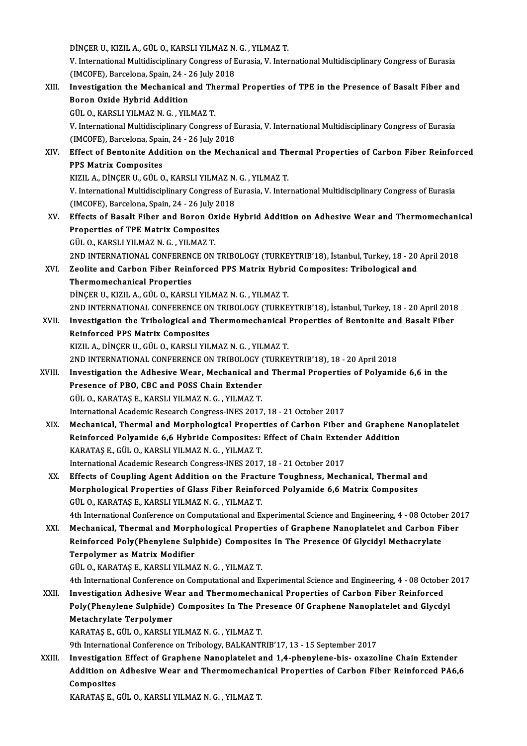DİNÇER U., KIZIL A., GÜL O., KARSLI YILMAZ N. G. , YILMAZ T.
V. International Multidisciplinary Congress of Eurasia, V. International Multidisciplinary Congress of Eurasia (IMCOFE), Barcelona, Spain, 24 - 26 July 2018

XIII. **Investigation the Mechanical and Thermal Properties of TPE in the Presence of Basalt Fiber and Boron Oxide Hybrid Addition**
GÜL O., KARSLI YILMAZ N. G. , YILMAZ T.
V. International Multidisciplinary Congress of Eurasia, V. International Multidisciplinary Congress of Eurasia (IMCOFE), Barcelona, Spain, 24 - 26 July 2018

XIV. **Effect of Bentonite Addition on the Mechanical and Thermal Properties of Carbon Fiber Reinforced PPS Matrix Composites**
KIZIL A., DİNÇER U., GÜL O., KARSLI YILMAZ N. G. , YILMAZ T.
V. International Multidisciplinary Congress of Eurasia, V. International Multidisciplinary Congress of Eurasia (IMCOFE), Barcelona, Spain, 24 - 26 July 2018

XV. **Effects of Basalt Fiber and Boron Oxide Hybrid Addition on Adhesive Wear and Thermomechanical Properties of TPE Matrix Composites**
GÜL O., KARSLI YILMAZ N. G. , YILMAZ T.
2ND INTERNATIONAL CONFERENCE ON TRIBOLOGY (TURKEYTRIB'18), İstanbul, Turkey, 18 - 20 April 2018

XVI. **Zeolite and Carbon Fiber Reinforced PPS Matrix Hybrid Composites: Tribological and Thermomechanical Properties**
DİNÇER U., KIZIL A., GÜL O., KARSLI YILMAZ N. G. , YILMAZ T.
2ND INTERNATIONAL CONFERENCE ON TRIBOLOGY (TURKEYTRIB'18), İstanbul, Turkey, 18 - 20 April 2018

XVII. **Investigation the Tribological and Thermomechanical Properties of Bentonite and Basalt Fiber Reinforced PPS Matrix Composites**
KIZIL A., DİNÇER U., GÜL O., KARSLI YILMAZ N. G. , YILMAZ T.
2ND INTERNATIONAL CONFERENCE ON TRIBOLOGY (TURKEYTRIB'18), 18 - 20 April 2018

XVIII. **Investigation the Adhesive Wear, Mechanical and Thermal Properties of Polyamide 6,6 in the Presence of PBO, CBC and POSS Chain Extender**
GÜL O., KARATAŞ E., KARSLI YILMAZ N. G. , YILMAZ T.
International Academic Research Congress-INES 2017, 18 - 21 October 2017

XIX. **Mechanical, Thermal and Morphological Properties of Carbon Fiber and Graphene Nanoplatelet Reinforced Polyamide 6,6 Hybride Composites: Effect of Chain Extender Addition**
KARATAŞ E., GÜL O., KARSLI YILMAZ N. G. , YILMAZ T.
International Academic Research Congress-INES 2017, 18 - 21 October 2017

XX. **Effects of Coupling Agent Addition on the Fracture Toughness, Mechanical, Thermal and Morphological Properties of Glass Fiber Reinforced Polyamide 6,6 Matrix Composites**
GÜL O., KARATAŞ E., KARSLI YILMAZ N. G. , YILMAZ T.
4th International Conference on Computational and Experimental Science and Engineering, 4 - 08 October 2017

XXI. **Mechanical, Thermal and Morphological Properties of Graphene Nanoplatelet and Carbon Fiber Reinforced Poly(Phenylene Sulphide) Composites In The Presence Of Glycidyl Methacrylate Terpolymer as Matrix Modifier**
GÜL O., KARATAŞ E., KARSLI YILMAZ N. G. , YILMAZ T.
4th International Conference on Computational and Experimental Science and Engineering, 4 - 08 October 2017

XXII. **Investigation Adhesive Wear and Thermomechanical Properties of Carbon Fiber Reinforced Poly(Phenylene Sulphide) Composites In The Presence Of Graphene Nanoplatelet and Glycdyl Metachrylate Terpolymer**
KARATAŞ E., GÜL O., KARSLI YILMAZ N. G. , YILMAZ T.
9th International Conference on Tribology, BALKANTRIB'17, 13 - 15 September 2017

XXIII. **Investigation Effect of Graphene Nanoplatelet and 1,4-phenylene-bis- oxazoline Chain Extender Addition on Adhesive Wear and Thermomechanical Properties of Carbon Fiber Reinforced PA6,6 Composites**
KARATAŞ E., GÜL O., KARSLI YILMAZ N. G. , YILMAZ T.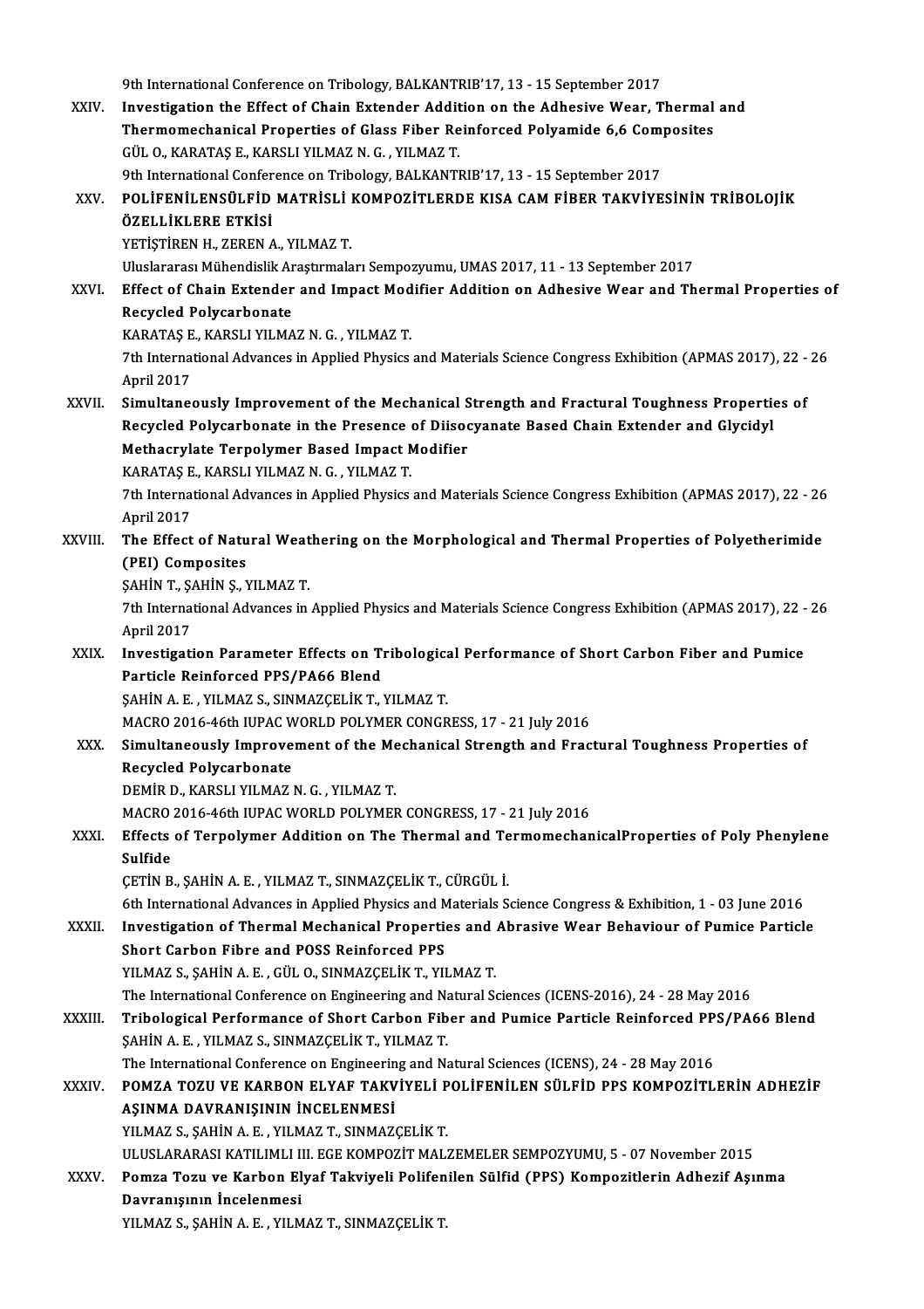9th International Conference on Tribology, BALKANTRIB'17, 13 - 15 September 2017

XXIV. **Investigation the Effect of Chain Extender Addition on the Adhesive Wear, Thermal and Thermomechanical Properties of Glass Fiber Reinforced Polyamide 6,6 Composites**
GÜL O., KARATAŞ E., KARSLI YILMAZ N. G. , YILMAZ T.
9th International Conference on Tribology, BALKANTRIB'17, 13 - 15 September 2017

XXV. **POLİFENİLENSÜLFİD MATRİSLİ KOMPOZİTLERDE KISA CAM FİBER TAKVİYESİNİN TRİBOLOJİK ÖZELLİKLERE ETKİSİ**
YETİŞTİREN H., ZEREN A., YILMAZ T.
Uluslararası Mühendislik Araştırmaları Sempozyumu, UMAS 2017, 11 - 13 September 2017

XXVI. **Effect of Chain Extender and Impact Modifier Addition on Adhesive Wear and Thermal Properties of Recycled Polycarbonate**
KARATAŞ E., KARSLI YILMAZ N. G. , YILMAZ T.
7th International Advances in Applied Physics and Materials Science Congress Exhibition (APMAS 2017), 22 - 26 April 2017

XXVII. **Simultaneously Improvement of the Mechanical Strength and Fractural Toughness Properties of Recycled Polycarbonate in the Presence of Diisocyanate Based Chain Extender and Glycidyl Methacrylate Terpolymer Based Impact Modifier**
KARATAŞ E., KARSLI YILMAZ N. G. , YILMAZ T.
7th International Advances in Applied Physics and Materials Science Congress Exhibition (APMAS 2017), 22 - 26 April 2017

XXVIII. **The Effect of Natural Weathering on the Morphological and Thermal Properties of Polyetherimide (PEI) Composites**
ŞAHİN T., ŞAHİN Ş., YILMAZ T.
7th International Advances in Applied Physics and Materials Science Congress Exhibition (APMAS 2017), 22 - 26 April 2017

XXIX. **Investigation Parameter Effects on Tribological Performance of Short Carbon Fiber and Pumice Particle Reinforced PPS/PA66 Blend**
ŞAHİN A. E. , YILMAZ S., SINMAZÇELİK T., YILMAZ T.
MACRO 2016-46th IUPAC WORLD POLYMER CONGRESS, 17 - 21 July 2016

XXX. **Simultaneously Improvement of the Mechanical Strength and Fractural Toughness Properties of Recycled Polycarbonate**
DEMİR D., KARSLI YILMAZ N. G. , YILMAZ T.
MACRO 2016-46th IUPAC WORLD POLYMER CONGRESS, 17 - 21 July 2016

XXXI. **Effects of Terpolymer Addition on The Thermal and TermomechanicalProperties of Poly Phenylene Sulfide**
ÇETİN B., ŞAHİN A. E. , YILMAZ T., SINMAZÇELİK T., CÜRGÜL İ.
6th International Advances in Applied Physics and Materials Science Congress & Exhibition, 1 - 03 June 2016

XXXII. **Investigation of Thermal Mechanical Properties and Abrasive Wear Behaviour of Pumice Particle Short Carbon Fibre and POSS Reinforced PPS**
YILMAZ S., ŞAHİN A. E. , GÜL O., SINMAZÇELİK T., YILMAZ T.
The International Conference on Engineering and Natural Sciences (ICENS-2016), 24 - 28 May 2016

XXXIII. **Tribological Performance of Short Carbon Fiber and Pumice Particle Reinforced PPS/PA66 Blend**
ŞAHİN A. E. , YILMAZ S., SINMAZÇELİK T., YILMAZ T.
The International Conference on Engineering and Natural Sciences (ICENS), 24 - 28 May 2016

XXXIV. **POMZA TOZU VE KARBON ELYAF TAKVİYELİ POLİFENİLEN SÜLFİD PPS KOMPOZİTLERİN ADHEZİF AŞINMA DAVRANIŞININ İNCELENMESİ**
YILMAZ S., ŞAHİN A. E. , YILMAZ T., SINMAZÇELİK T.
ULUSLARARASI KATILIMLI III. EGE KOMPOZİT MALZEMELER SEMPOZYUMU, 5 - 07 November 2015

XXXV. **Pomza Tozu ve Karbon Elyaf Takviyeli Polifenilen Sülfid (PPS) Kompozitlerin Adhezif Aşınma Davranışının İncelenmesi**
YILMAZ S., ŞAHİN A. E. , YILMAZ T., SINMAZÇELİK T.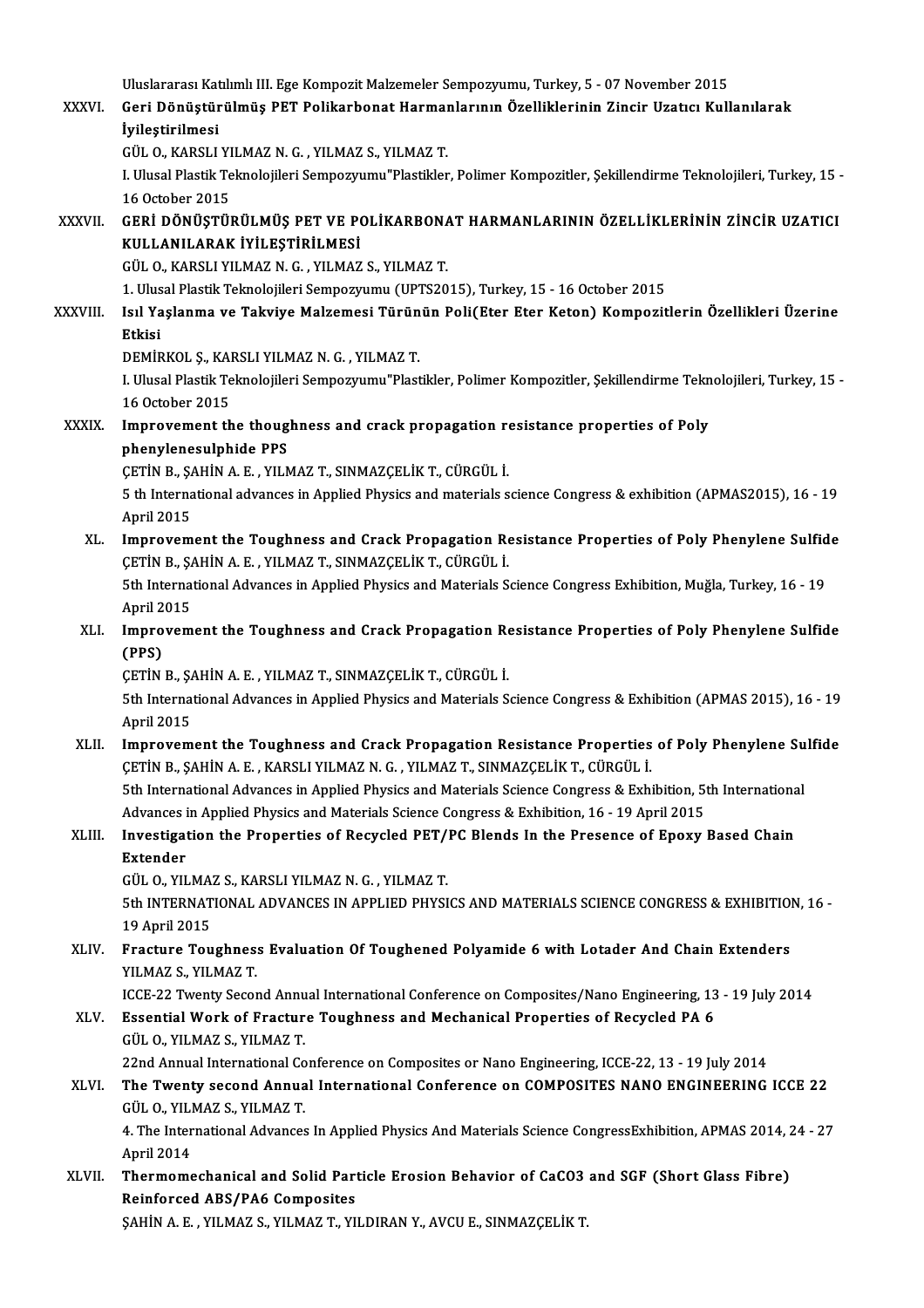Uluslararası Katılımlı III. Ege Kompozit Malzemeler Sempozyumu, Turkey, 5 - 07 November 2015

XXXVI. **Geri Dönüştürülmüş PET Polikarbonat Harmanlarının Özelliklerinin Zincir Uzatıcı Kullanılarak İyileştirilmesi**
GÜL O., KARSLI YILMAZ N. G. , YILMAZ S., YILMAZ T.
I. Ulusal Plastik Teknolojileri Sempozyumu"Plastikler, Polimer Kompozitler, Şekillendirme Teknolojileri, Turkey, 15 - 16 October 2015

XXXVII. **GERİ DÖNÜŞTÜRÜLMÜŞ PET VE POLİKARBONAT HARMANLARININ ÖZELLİKLERİNİN ZİNCİR UZATICI KULLANILARAK İYİLEŞTİRİLMESİ**
GÜL O., KARSLI YILMAZ N. G. , YILMAZ S., YILMAZ T.
1. Ulusal Plastik Teknolojileri Sempozyumu (UPTS2015), Turkey, 15 - 16 October 2015

XXXVIII. **Isıl Yaşlanma ve Takviye Malzemesi Türünün Poli(Eter Eter Keton) Kompozitlerin Özellikleri Üzerine Etkisi**
DEMİRKOL Ş., KARSLI YILMAZ N. G. , YILMAZ T.
I. Ulusal Plastik Teknolojileri Sempozyumu"Plastikler, Polimer Kompozitler, Şekillendirme Teknolojileri, Turkey, 15 - 16 October 2015

XXXIX. **Improvement the thoughness and crack propagation resistance properties of Poly phenylenesulphide PPS**
ÇETİN B., ŞAHİN A. E. , YILMAZ T., SINMAZÇELİK T., CÜRGÜL İ.
5 th International advances in Applied Physics and materials science Congress & exhibition (APMAS2015), 16 - 19 April 2015

XL. **Improvement the Toughness and Crack Propagation Resistance Properties of Poly Phenylene Sulfide**
ÇETİN B., ŞAHİN A. E. , YILMAZ T., SINMAZÇELİK T., CÜRGÜL İ.
5th International Advances in Applied Physics and Materials Science Congress Exhibition, Muğla, Turkey, 16 - 19 April 2015

XLI. **Improvement the Toughness and Crack Propagation Resistance Properties of Poly Phenylene Sulfide (PPS)**
ÇETİN B., ŞAHİN A. E. , YILMAZ T., SINMAZÇELİK T., CÜRGÜL İ.
5th International Advances in Applied Physics and Materials Science Congress & Exhibition (APMAS 2015), 16 - 19 April 2015

XLII. **Improvement the Toughness and Crack Propagation Resistance Properties of Poly Phenylene Sulfide**
ÇETİN B., ŞAHİN A. E. , KARSLI YILMAZ N. G. , YILMAZ T., SINMAZÇELİK T., CÜRGÜL İ.
5th International Advances in Applied Physics and Materials Science Congress & Exhibition, 5th International Advances in Applied Physics and Materials Science Congress & Exhibition, 16 - 19 April 2015

XLIII. **Investigation the Properties of Recycled PET/PC Blends In the Presence of Epoxy Based Chain Extender**
GÜL O., YILMAZ S., KARSLI YILMAZ N. G. , YILMAZ T.
5th INTERNATIONAL ADVANCES IN APPLIED PHYSICS AND MATERIALS SCIENCE CONGRESS & EXHIBITION, 16 - 19 April 2015

XLIV. **Fracture Toughness Evaluation Of Toughened Polyamide 6 with Lotader And Chain Extenders**
YILMAZ S., YILMAZ T.
ICCE-22 Twenty Second Annual International Conference on Composites/Nano Engineering, 13 - 19 July 2014

XLV. **Essential Work of Fracture Toughness and Mechanical Properties of Recycled PA 6**
GÜL O., YILMAZ S., YILMAZ T.
22nd Annual International Conference on Composites or Nano Engineering, ICCE-22, 13 - 19 July 2014

XLVI. **The Twenty second Annual International Conference on COMPOSITES NANO ENGINEERING ICCE 22**
GÜL O., YILMAZ S., YILMAZ T.
4. The International Advances In Applied Physics And Materials Science CongressExhibition, APMAS 2014, 24 - 27 April 2014

XLVII. **Thermomechanical and Solid Particle Erosion Behavior of CaCO3 and SGF (Short Glass Fibre) Reinforced ABS/PA6 Composites**
ŞAHİN A. E. , YILMAZ S., YILMAZ T., YILDIRAN Y., AVCU E., SINMAZÇELİK T.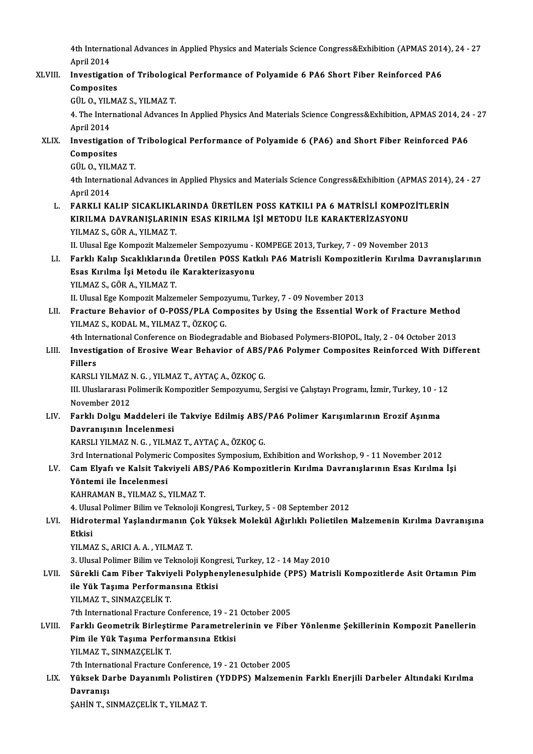4th International Advances in Applied Physics and Materials Science Congress&Exhibition (APMAS 2014), 24 - 27 April 2014

XLVIII. **Investigation of Tribological Performance of Polyamide 6 PA6 Short Fiber Reinforced PA6 Composites**
GÜL O., YILMAZ S., YILMAZ T.
4. The International Advances In Applied Physics And Materials Science Congress&Exhibition, APMAS 2014, 24 - 27 April 2014

XLIX. **Investigation of Tribological Performance of Polyamide 6 (PA6) and Short Fiber Reinforced PA6 Composites**
GÜL O., YILMAZ T.
4th International Advances in Applied Physics and Materials Science Congress&Exhibition (APMAS 2014), 24 - 27 April 2014

L. **FARKLI KALIP SICAKLIKLARINDA ÜRETİLEN POSS KATKILI PA 6 MATRİSLİ KOMPOZİTLERİN KIRILMA DAVRANIŞLARININ ESAS KIRILMA İŞİ METODU İLE KARAKTERİZASYONU**
YILMAZ S., GÖR A., YILMAZ T.
II. Ulusal Ege Kompozit Malzemeler Sempozyumu - KOMPEGE 2013, Turkey, 7 - 09 November 2013

LI. **Farklı Kalıp Sıcaklıklarında Üretilen POSS Katkılı PA6 Matrisli Kompozitlerin Kırılma Davranışlarının Esas Kırılma İşi Metodu ile Karakterizasyonu**
YILMAZ S., GÖR A., YILMAZ T.
II. Ulusal Ege Kompozit Malzemeler Sempozyumu, Turkey, 7 - 09 November 2013

LII. **Fracture Behavior of O-POSS/PLA Composites by Using the Essential Work of Fracture Method**
YILMAZ S., KODAL M., YILMAZ T., ÖZKOÇ G.
4th International Conference on Biodegradable and Biobased Polymers-BIOPOL, Italy, 2 - 04 October 2013

LIII. **Investigation of Erosive Wear Behavior of ABS/PA6 Polymer Composites Reinforced With Different Fillers**
KARSLI YILMAZ N. G. , YILMAZ T., AYTAÇ A., ÖZKOÇ G.
III. Uluslararası Polimerik Kompozitler Sempozyumu, Sergisi ve Çalıştayı Programı, İzmir, Turkey, 10 - 12 November 2012

LIV. **Farklı Dolgu Maddeleri ile Takviye Edilmiş ABS/PA6 Polimer Karışımlarının Erozif Aşınma Davranışının İncelenmesi**
KARSLI YILMAZ N. G. , YILMAZ T., AYTAÇ A., ÖZKOÇ G.
3rd International Polymeric Composites Symposium, Exhibition and Workshop, 9 - 11 November 2012

LV. **Cam Elyafı ve Kalsit Takviyeli ABS/PA6 Kompozitlerin Kırılma Davranışlarının Esas Kırılma İşi Yöntemi ile İncelenmesi**
KAHRAMAN B., YILMAZ S., YILMAZ T.
4. Ulusal Polimer Bilim ve Teknoloji Kongresi, Turkey, 5 - 08 September 2012

LVI. **Hidrotermal Yaşlandırmanın Çok Yüksek Molekül Ağırlıklı Polietilen Malzemenin Kırılma Davranışına Etkisi**
YILMAZ S., ARICI A. A. , YILMAZ T.
3. Ulusal Polimer Bilim ve Teknoloji Kongresi, Turkey, 12 - 14 May 2010

LVII. **Sürekli Cam Fiber Takviyeli Polyphenylenesulphide (PPS) Matrisli Kompozitlerde Asit Ortamın Pim ile Yük Taşıma Performansına Etkisi**
YILMAZ T., SINMAZÇELİK T.
7th International Fracture Conference, 19 - 21 October 2005

LVIII. **Farklı Geometrik Birleştirme Parametrelerinin ve Fiber Yönlenme Şekillerinin Kompozit Panellerin Pim ile Yük Taşıma Performansına Etkisi**
YILMAZ T., SINMAZÇELİK T.
7th International Fracture Conference, 19 - 21 October 2005

LIX. **Yüksek Darbe Dayanımlı Polistiren (YDDPS) Malzemenin Farklı Enerjili Darbeler Altındaki Kırılma Davranışı**
ŞAHİN T., SINMAZÇELİK T., YILMAZ T.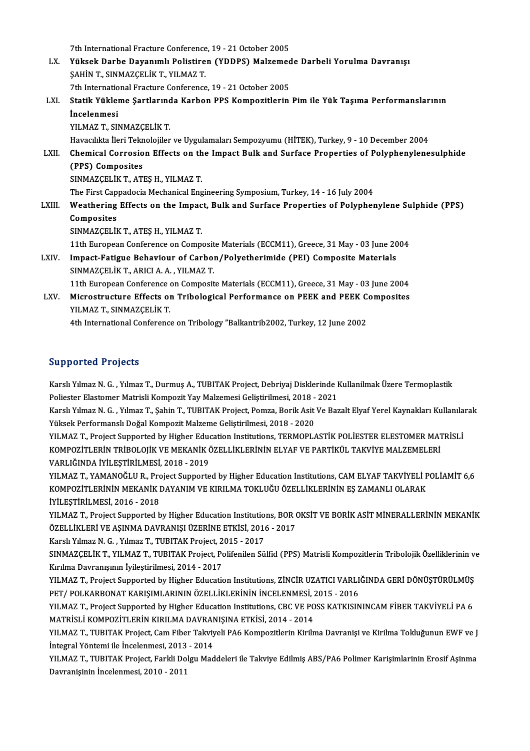7th International Fracture Conference, 19 - 21 October 2005

LX. **Yüksek Darbe Dayanımlı Polistiren (YDDPS) Malzemede Darbeli Yorulma Davranışı**
ŞAHİN T., SINMAZÇELİK T., YILMAZ T.
7th International Fracture Conference, 19 - 21 October 2005

LXI. **Statik Yükleme Şartlarında Karbon PPS Kompozitlerin Pim ile Yük Taşıma Performanslarının İncelenmesi**
YILMAZ T., SINMAZÇELİK T.
Havacılıkta İleri Teknolojiler ve Uygulamaları Sempozyumu (HİTEK), Turkey, 9 - 10 December 2004

LXII. **Chemical Corrosion Effects on the Impact Bulk and Surface Properties of Polyphenylenesulphide (PPS) Composites**
SINMAZÇELİK T., ATEŞ H., YILMAZ T.
The First Cappadocia Mechanical Engineering Symposium, Turkey, 14 - 16 July 2004

LXIII. **Weathering Effects on the Impact, Bulk and Surface Properties of Polyphenylene Sulphide (PPS) Composites**
SINMAZÇELİK T., ATEŞ H., YILMAZ T.
11th European Conference on Composite Materials (ECCM11), Greece, 31 May - 03 June 2004

LXIV. **Impact-Fatigue Behaviour of Carbon/Polyetherimide (PEI) Composite Materials**
SINMAZÇELİK T., ARICI A. A. , YILMAZ T.
11th European Conference on Composite Materials (ECCM11), Greece, 31 May - 03 June 2004

LXV. **Microstructure Effects on Tribological Performance on PEEK and PEEK Composites**
YILMAZ T., SINMAZÇELİK T.
4th International Conference on Tribology "Balkantrib2002, Turkey, 12 June 2002

## Supported Projects

Karslı Yılmaz N. G. , Yılmaz T., Durmuş A., TUBITAK Project, Debriyaj Disklerinde Kullanilmak Üzere Termoplastik Poliester Elastomer Matrisli Kompozit Yay Malzemesi Geliştirilmesi, 2018 - 2021

Karslı Yılmaz N. G. , Yılmaz T., Şahin T., TUBITAK Project, Pomza, Borik Asit Ve Bazalt Elyaf Yerel Kaynakları Kullanılarak Yüksek Performanslı Doğal Kompozit Malzeme Geliştirilmesi, 2018 - 2020

YILMAZ T., Project Supported by Higher Education Institutions, TERMOPLASTİK POLİESTER ELESTOMER MATRİSLİ KOMPOZİTLERİN TRİBOLOJİK VE MEKANİK ÖZELLİKLERİNİN ELYAF VE PARTİKÜL TAKVİYE MALZEMELERİ VARLIĞINDA İYİLEŞTİRİLMESİ, 2018 - 2019

YILMAZ T., YAMANOĞLU R., Project Supported by Higher Education Institutions, CAM ELYAF TAKVİYELİ POLİAMİT 6,6 KOMPOZİTLERİNİN MEKANİK DAYANIM VE KIRILMA TOKLUĞU ÖZELLİKLERİNİN EŞ ZAMANLI OLARAK İYİLEŞTİRİLMESİ, 2016 - 2018

YILMAZ T., Project Supported by Higher Education Institutions, BOR OKSİT VE BORİK ASİT MİNERALLERİNİN MEKANİK ÖZELLİKLERİ VE AŞINMA DAVRANIŞI ÜZERİNE ETKİSİ, 2016 - 2017

Karslı Yılmaz N. G. , Yılmaz T., TUBITAK Project, 2015 - 2017

SINMAZÇELİK T., YILMAZ T., TUBITAK Project, Polifenilen Sülfid (PPS) Matrisli Kompozitlerin Tribolojik Özelliklerinin ve Kırılma Davranışının İyileştirilmesi, 2014 - 2017

YILMAZ T., Project Supported by Higher Education Institutions, ZİNCİR UZATICI VARLIĞINDA GERİ DÖNÜŞTÜRÜLMÜŞ PET/ POLKARBONAT KARIŞIMLARININ ÖZELLİKLERİNİN İNCELENMESİ, 2015 - 2016

YILMAZ T., Project Supported by Higher Education Institutions, CBC VE POSS KATKISININCAM FİBER TAKVİYELİ PA 6 MATRİSLİ KOMPOZİTLERİN KIRILMA DAVRANIŞINA ETKİSİ, 2014 - 2014

YILMAZ T., TUBITAK Project, Cam Fiber Takviyeli PA6 Kompozitlerin Kirilma Davranişi ve Kirilma Tokluğunun EWF ve J İntegral Yöntemi ile İncelenmesi, 2013 - 2014

YILMAZ T., TUBITAK Project, Farkli Dolgu Maddeleri ile Takviye Edilmiş ABS/PA6 Polimer Karişimlarinin Erosif Aşinma Davranişinin İncelenmesi, 2010 - 2011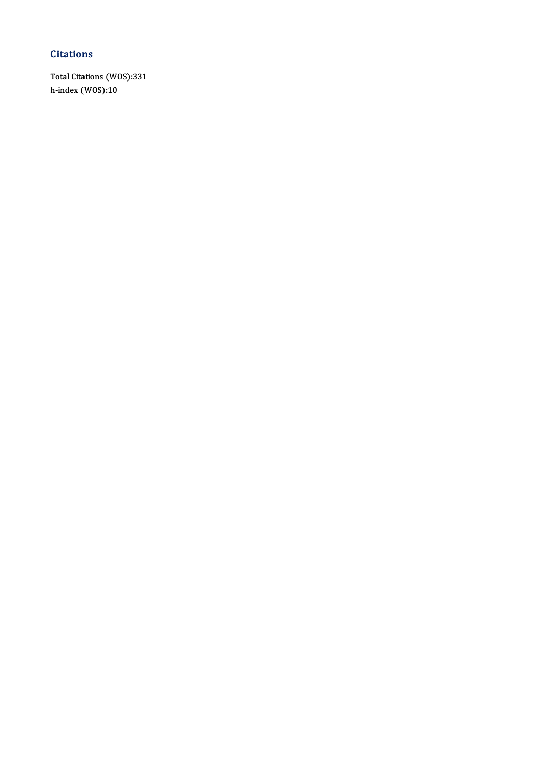## Citations

Total Citations (WOS):331
h-index (WOS):10